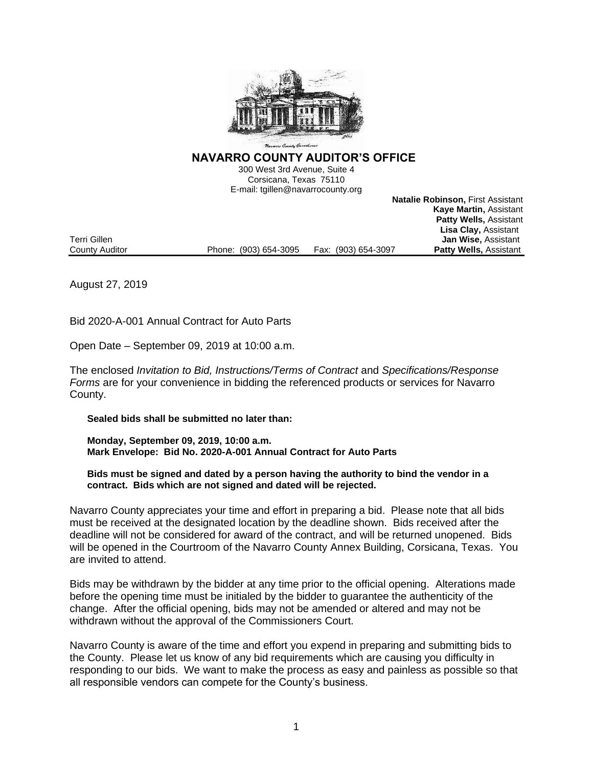# NAVARRO COUNTY AUDITOR'S OFFICE

300 West 3rd Avenue, Suite 4
Corsicana, Texas 75110
E-mail: tgillen@navarrocounty.org

**Natalie Robinson,** First Assistant
**Kaye Martin,** Assistant
**Patty Wells,** Assistant
**Lisa Clay,** Assistant
**Jan Wise,** Assistant
**Patty Wells,** Assistant

Terri Gillen
County Auditor

Phone: (903) 654-3095 Fax: (903) 654-3097

---

August 27, 2019

Bid 2020-A-001 Annual Contract for Auto Parts

Open Date – September 09, 2019 at 10:00 a.m.

The enclosed *Invitation to Bid, Instructions/Terms of Contract* and *Specifications/Response Forms* are for your convenience in bidding the referenced products or services for Navarro County.

> **Sealed bids shall be submitted no later than:**
>
> **Monday, September 09, 2019, 10:00 a.m.**
> **Mark Envelope: Bid No. 2020-A-001 Annual Contract for Auto Parts**
>
> **Bids must be signed and dated by a person having the authority to bind the vendor in a contract. Bids which are not signed and dated will be rejected.**

Navarro County appreciates your time and effort in preparing a bid. Please note that all bids must be received at the designated location by the deadline shown. Bids received after the deadline will not be considered for award of the contract, and will be returned unopened. Bids will be opened in the Courtroom of the Navarro County Annex Building, Corsicana, Texas. You are invited to attend.

Bids may be withdrawn by the bidder at any time prior to the official opening. Alterations made before the opening time must be initialed by the bidder to guarantee the authenticity of the change. After the official opening, bids may not be amended or altered and may not be withdrawn without the approval of the Commissioners Court.

Navarro County is aware of the time and effort you expend in preparing and submitting bids to the County. Please let us know of any bid requirements which are causing you difficulty in responding to our bids. We want to make the process as easy and painless as possible so that all responsible vendors can compete for the County's business.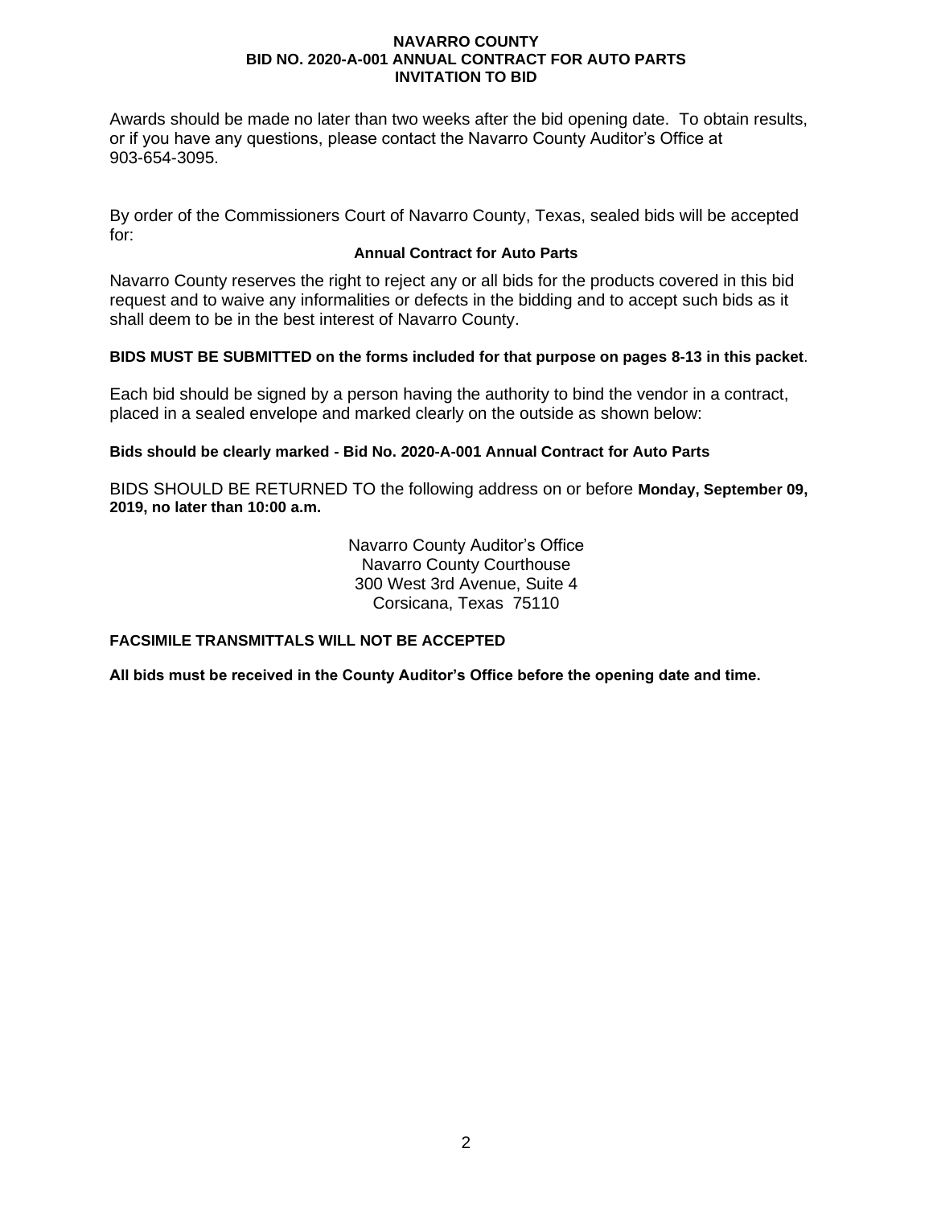Awards should be made no later than two weeks after the bid opening date. To obtain results, or if you have any questions, please contact the Navarro County Auditor's Office at 903-654-3095.

By order of the Commissioners Court of Navarro County, Texas, sealed bids will be accepted for:

**Annual Contract for Auto Parts**

Navarro County reserves the right to reject any or all bids for the products covered in this bid request and to waive any informalities or defects in the bidding and to accept such bids as it shall deem to be in the best interest of Navarro County.

**BIDS MUST BE SUBMITTED on the forms included for that purpose on pages 8-13 in this packet**.

Each bid should be signed by a person having the authority to bind the vendor in a contract, placed in a sealed envelope and marked clearly on the outside as shown below:

**Bids should be clearly marked - Bid No. 2020-A-001 Annual Contract for Auto Parts**

BIDS SHOULD BE RETURNED TO the following address on or before **Monday, September 09, 2019, no later than 10:00 a.m.**

Navarro County Auditor's Office
Navarro County Courthouse
300 West 3rd Avenue, Suite 4
Corsicana, Texas 75110

**FACSIMILE TRANSMITTALS WILL NOT BE ACCEPTED**

**All bids must be received in the County Auditor's Office before the opening date and time.**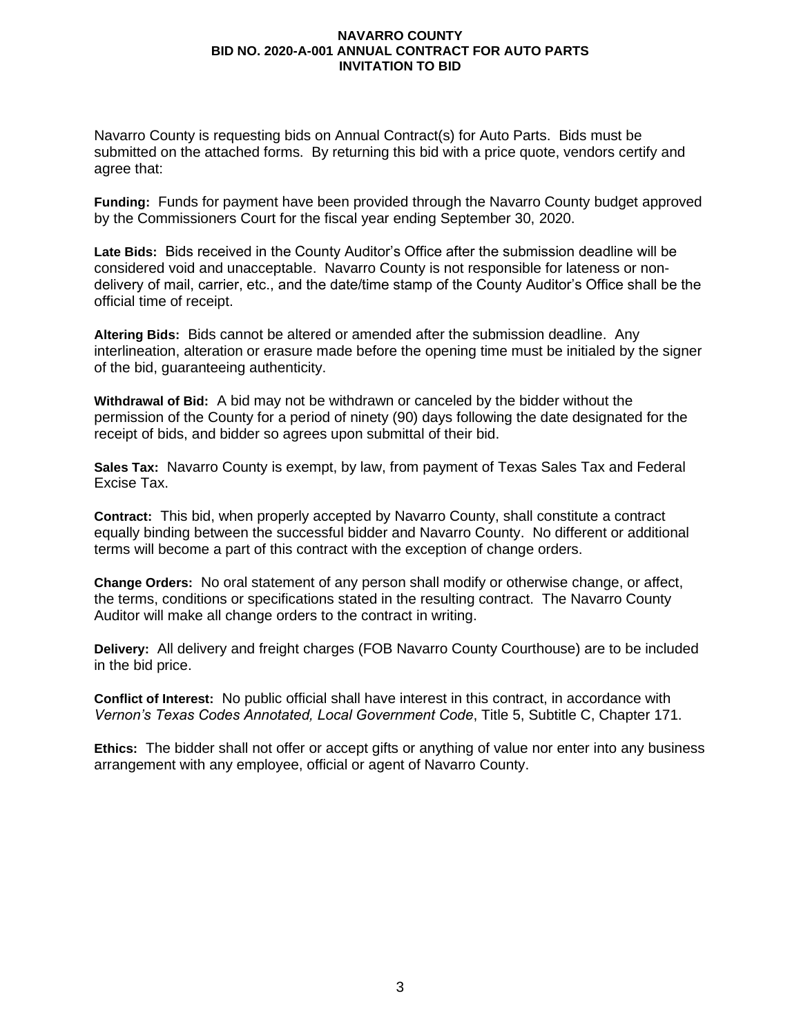# NAVARRO COUNTY
## BID NO. 2020-A-001 ANNUAL CONTRACT FOR AUTO PARTS
## INVITATION TO BID

Navarro County is requesting bids on Annual Contract(s) for Auto Parts. Bids must be submitted on the attached forms. By returning this bid with a price quote, vendors certify and agree that:

**Funding:** Funds for payment have been provided through the Navarro County budget approved by the Commissioners Court for the fiscal year ending September 30, 2020.

**Late Bids:** Bids received in the County Auditor's Office after the submission deadline will be considered void and unacceptable. Navarro County is not responsible for lateness or non-delivery of mail, carrier, etc., and the date/time stamp of the County Auditor's Office shall be the official time of receipt.

**Altering Bids:** Bids cannot be altered or amended after the submission deadline. Any interlineation, alteration or erasure made before the opening time must be initialed by the signer of the bid, guaranteeing authenticity.

**Withdrawal of Bid:** A bid may not be withdrawn or canceled by the bidder without the permission of the County for a period of ninety (90) days following the date designated for the receipt of bids, and bidder so agrees upon submittal of their bid.

**Sales Tax:** Navarro County is exempt, by law, from payment of Texas Sales Tax and Federal Excise Tax.

**Contract:** This bid, when properly accepted by Navarro County, shall constitute a contract equally binding between the successful bidder and Navarro County. No different or additional terms will become a part of this contract with the exception of change orders.

**Change Orders:** No oral statement of any person shall modify or otherwise change, or affect, the terms, conditions or specifications stated in the resulting contract. The Navarro County Auditor will make all change orders to the contract in writing.

**Delivery:** All delivery and freight charges (FOB Navarro County Courthouse) are to be included in the bid price.

**Conflict of Interest:** No public official shall have interest in this contract, in accordance with *Vernon's Texas Codes Annotated, Local Government Code*, Title 5, Subtitle C, Chapter 171.

**Ethics:** The bidder shall not offer or accept gifts or anything of value nor enter into any business arrangement with any employee, official or agent of Navarro County.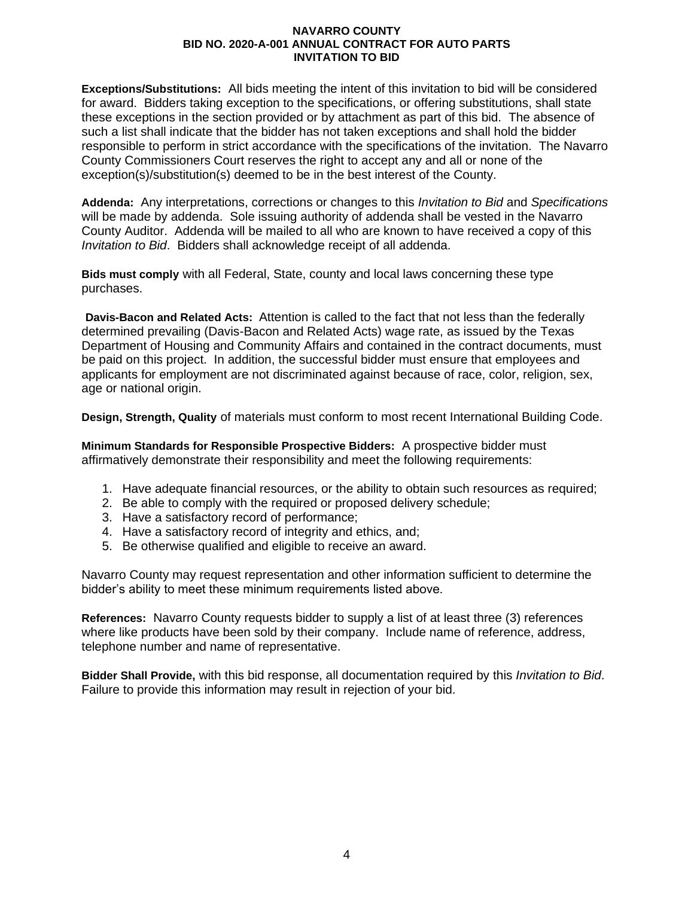**Exceptions/Substitutions:** All bids meeting the intent of this invitation to bid will be considered for award. Bidders taking exception to the specifications, or offering substitutions, shall state these exceptions in the section provided or by attachment as part of this bid. The absence of such a list shall indicate that the bidder has not taken exceptions and shall hold the bidder responsible to perform in strict accordance with the specifications of the invitation. The Navarro County Commissioners Court reserves the right to accept any and all or none of the exception(s)/substitution(s) deemed to be in the best interest of the County.

**Addenda:** Any interpretations, corrections or changes to this *Invitation to Bid* and *Specifications* will be made by addenda. Sole issuing authority of addenda shall be vested in the Navarro County Auditor. Addenda will be mailed to all who are known to have received a copy of this *Invitation to Bid*. Bidders shall acknowledge receipt of all addenda.

**Bids must comply** with all Federal, State, county and local laws concerning these type purchases.

**Davis-Bacon and Related Acts:** Attention is called to the fact that not less than the federally determined prevailing (Davis-Bacon and Related Acts) wage rate, as issued by the Texas Department of Housing and Community Affairs and contained in the contract documents, must be paid on this project. In addition, the successful bidder must ensure that employees and applicants for employment are not discriminated against because of race, color, religion, sex, age or national origin.

**Design, Strength, Quality** of materials must conform to most recent International Building Code.

**Minimum Standards for Responsible Prospective Bidders:** A prospective bidder must affirmatively demonstrate their responsibility and meet the following requirements:

1. Have adequate financial resources, or the ability to obtain such resources as required;
2. Be able to comply with the required or proposed delivery schedule;
3. Have a satisfactory record of performance;
4. Have a satisfactory record of integrity and ethics, and;
5. Be otherwise qualified and eligible to receive an award.

Navarro County may request representation and other information sufficient to determine the bidder's ability to meet these minimum requirements listed above.

**References:** Navarro County requests bidder to supply a list of at least three (3) references where like products have been sold by their company. Include name of reference, address, telephone number and name of representative.

**Bidder Shall Provide,** with this bid response, all documentation required by this *Invitation to Bid*. Failure to provide this information may result in rejection of your bid.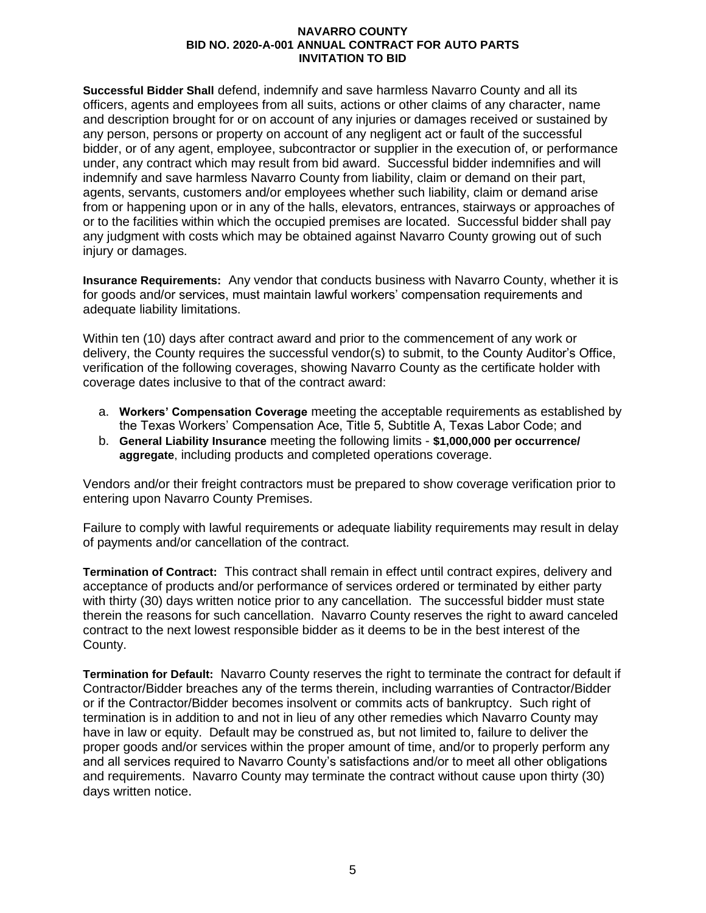**Successful Bidder Shall** defend, indemnify and save harmless Navarro County and all its officers, agents and employees from all suits, actions or other claims of any character, name and description brought for or on account of any injuries or damages received or sustained by any person, persons or property on account of any negligent act or fault of the successful bidder, or of any agent, employee, subcontractor or supplier in the execution of, or performance under, any contract which may result from bid award. Successful bidder indemnifies and will indemnify and save harmless Navarro County from liability, claim or demand on their part, agents, servants, customers and/or employees whether such liability, claim or demand arise from or happening upon or in any of the halls, elevators, entrances, stairways or approaches of or to the facilities within which the occupied premises are located. Successful bidder shall pay any judgment with costs which may be obtained against Navarro County growing out of such injury or damages.

**Insurance Requirements:** Any vendor that conducts business with Navarro County, whether it is for goods and/or services, must maintain lawful workers' compensation requirements and adequate liability limitations.

Within ten (10) days after contract award and prior to the commencement of any work or delivery, the County requires the successful vendor(s) to submit, to the County Auditor's Office, verification of the following coverages, showing Navarro County as the certificate holder with coverage dates inclusive to that of the contract award:

a. **Workers' Compensation Coverage** meeting the acceptable requirements as established by the Texas Workers' Compensation Ace, Title 5, Subtitle A, Texas Labor Code; and
b. **General Liability Insurance** meeting the following limits - **$1,000,000 per occurrence/ aggregate**, including products and completed operations coverage.

Vendors and/or their freight contractors must be prepared to show coverage verification prior to entering upon Navarro County Premises.

Failure to comply with lawful requirements or adequate liability requirements may result in delay of payments and/or cancellation of the contract.

**Termination of Contract:** This contract shall remain in effect until contract expires, delivery and acceptance of products and/or performance of services ordered or terminated by either party with thirty (30) days written notice prior to any cancellation. The successful bidder must state therein the reasons for such cancellation. Navarro County reserves the right to award canceled contract to the next lowest responsible bidder as it deems to be in the best interest of the County.

**Termination for Default:** Navarro County reserves the right to terminate the contract for default if Contractor/Bidder breaches any of the terms therein, including warranties of Contractor/Bidder or if the Contractor/Bidder becomes insolvent or commits acts of bankruptcy. Such right of termination is in addition to and not in lieu of any other remedies which Navarro County may have in law or equity. Default may be construed as, but not limited to, failure to deliver the proper goods and/or services within the proper amount of time, and/or to properly perform any and all services required to Navarro County's satisfactions and/or to meet all other obligations and requirements. Navarro County may terminate the contract without cause upon thirty (30) days written notice.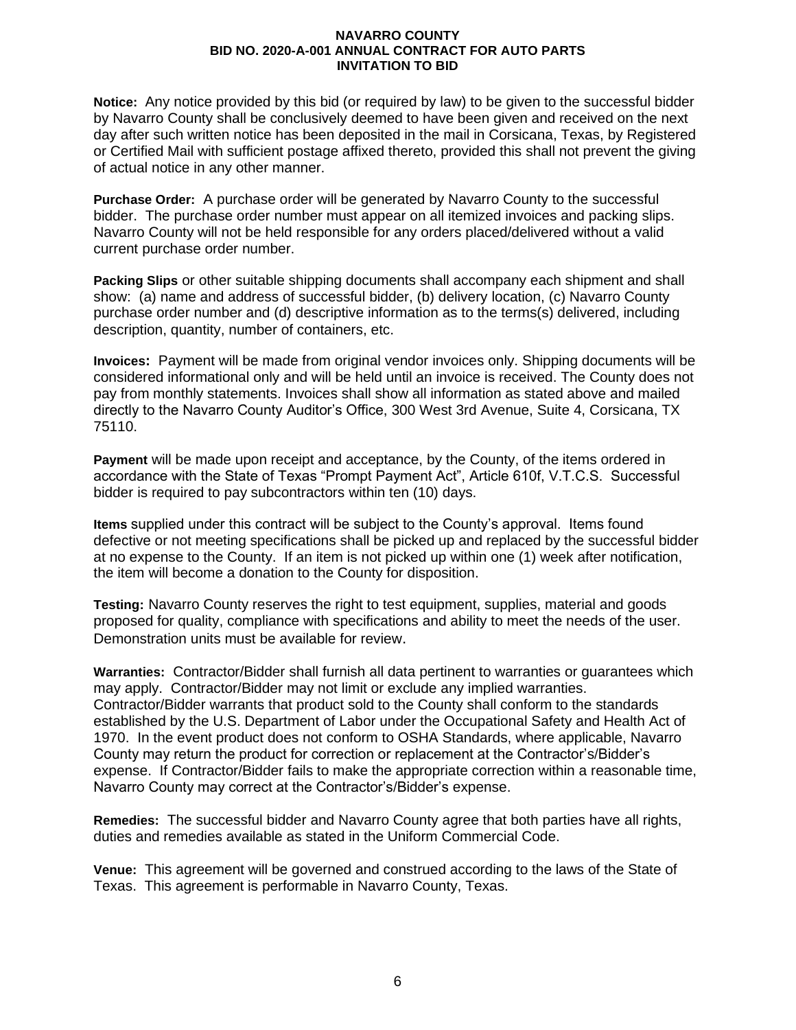**Notice:** Any notice provided by this bid (or required by law) to be given to the successful bidder by Navarro County shall be conclusively deemed to have been given and received on the next day after such written notice has been deposited in the mail in Corsicana, Texas, by Registered or Certified Mail with sufficient postage affixed thereto, provided this shall not prevent the giving of actual notice in any other manner.

**Purchase Order:** A purchase order will be generated by Navarro County to the successful bidder. The purchase order number must appear on all itemized invoices and packing slips. Navarro County will not be held responsible for any orders placed/delivered without a valid current purchase order number.

**Packing Slips** or other suitable shipping documents shall accompany each shipment and shall show: (a) name and address of successful bidder, (b) delivery location, (c) Navarro County purchase order number and (d) descriptive information as to the terms(s) delivered, including description, quantity, number of containers, etc.

**Invoices:** Payment will be made from original vendor invoices only. Shipping documents will be considered informational only and will be held until an invoice is received. The County does not pay from monthly statements. Invoices shall show all information as stated above and mailed directly to the Navarro County Auditor's Office, 300 West 3rd Avenue, Suite 4, Corsicana, TX 75110.

**Payment** will be made upon receipt and acceptance, by the County, of the items ordered in accordance with the State of Texas "Prompt Payment Act", Article 610f, V.T.C.S. Successful bidder is required to pay subcontractors within ten (10) days.

**Items** supplied under this contract will be subject to the County's approval. Items found defective or not meeting specifications shall be picked up and replaced by the successful bidder at no expense to the County. If an item is not picked up within one (1) week after notification, the item will become a donation to the County for disposition.

**Testing:** Navarro County reserves the right to test equipment, supplies, material and goods proposed for quality, compliance with specifications and ability to meet the needs of the user. Demonstration units must be available for review.

**Warranties:** Contractor/Bidder shall furnish all data pertinent to warranties or guarantees which may apply. Contractor/Bidder may not limit or exclude any implied warranties. Contractor/Bidder warrants that product sold to the County shall conform to the standards established by the U.S. Department of Labor under the Occupational Safety and Health Act of 1970. In the event product does not conform to OSHA Standards, where applicable, Navarro County may return the product for correction or replacement at the Contractor's/Bidder's expense. If Contractor/Bidder fails to make the appropriate correction within a reasonable time, Navarro County may correct at the Contractor's/Bidder's expense.

**Remedies:** The successful bidder and Navarro County agree that both parties have all rights, duties and remedies available as stated in the Uniform Commercial Code.

**Venue:** This agreement will be governed and construed according to the laws of the State of Texas. This agreement is performable in Navarro County, Texas.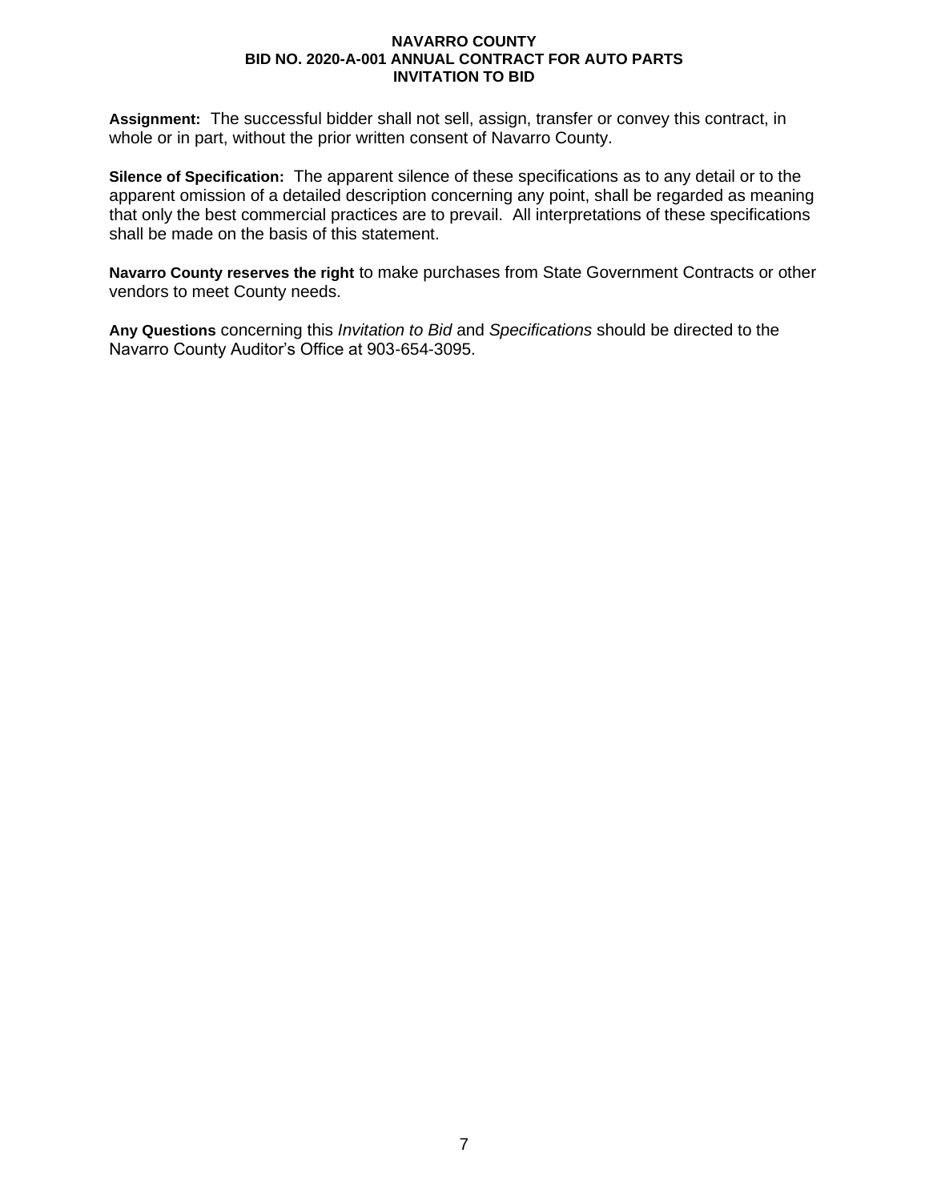**Assignment:** The successful bidder shall not sell, assign, transfer or convey this contract, in whole or in part, without the prior written consent of Navarro County.

**Silence of Specification:** The apparent silence of these specifications as to any detail or to the apparent omission of a detailed description concerning any point, shall be regarded as meaning that only the best commercial practices are to prevail. All interpretations of these specifications shall be made on the basis of this statement.

**Navarro County reserves the right** to make purchases from State Government Contracts or other vendors to meet County needs.

**Any Questions** concerning this *Invitation to Bid* and *Specifications* should be directed to the Navarro County Auditor's Office at 903-654-3095.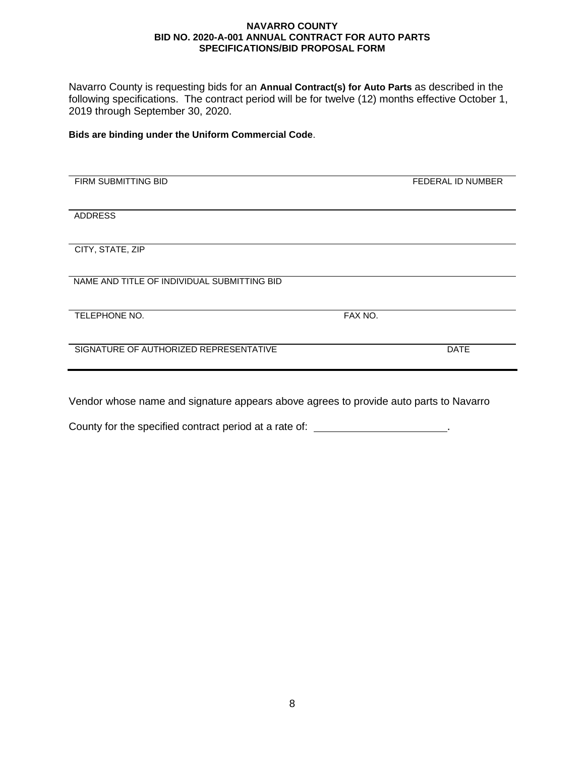**NAVARRO COUNTY**
**BID NO. 2020-A-001 ANNUAL CONTRACT FOR AUTO PARTS**
**SPECIFICATIONS/BID PROPOSAL FORM**

Navarro County is requesting bids for an **Annual Contract(s) for Auto Parts** as described in the following specifications. The contract period will be for twelve (12) months effective October 1, 2019 through September 30, 2020.

**Bids are binding under the Uniform Commercial Code**.

______________________________________________

FIRM SUBMITTING BID FEDERAL ID NUMBER

______________________________________________

ADDRESS

______________________________________________

CITY, STATE, ZIP

______________________________________________

NAME AND TITLE OF INDIVIDUAL SUBMITTING BID

______________________________________________

TELEPHONE NO. FAX NO.

______________________________________________

SIGNATURE OF AUTHORIZED REPRESENTATIVE DATE

Vendor whose name and signature appears above agrees to provide auto parts to Navarro County for the specified contract period at a rate of: ______________________.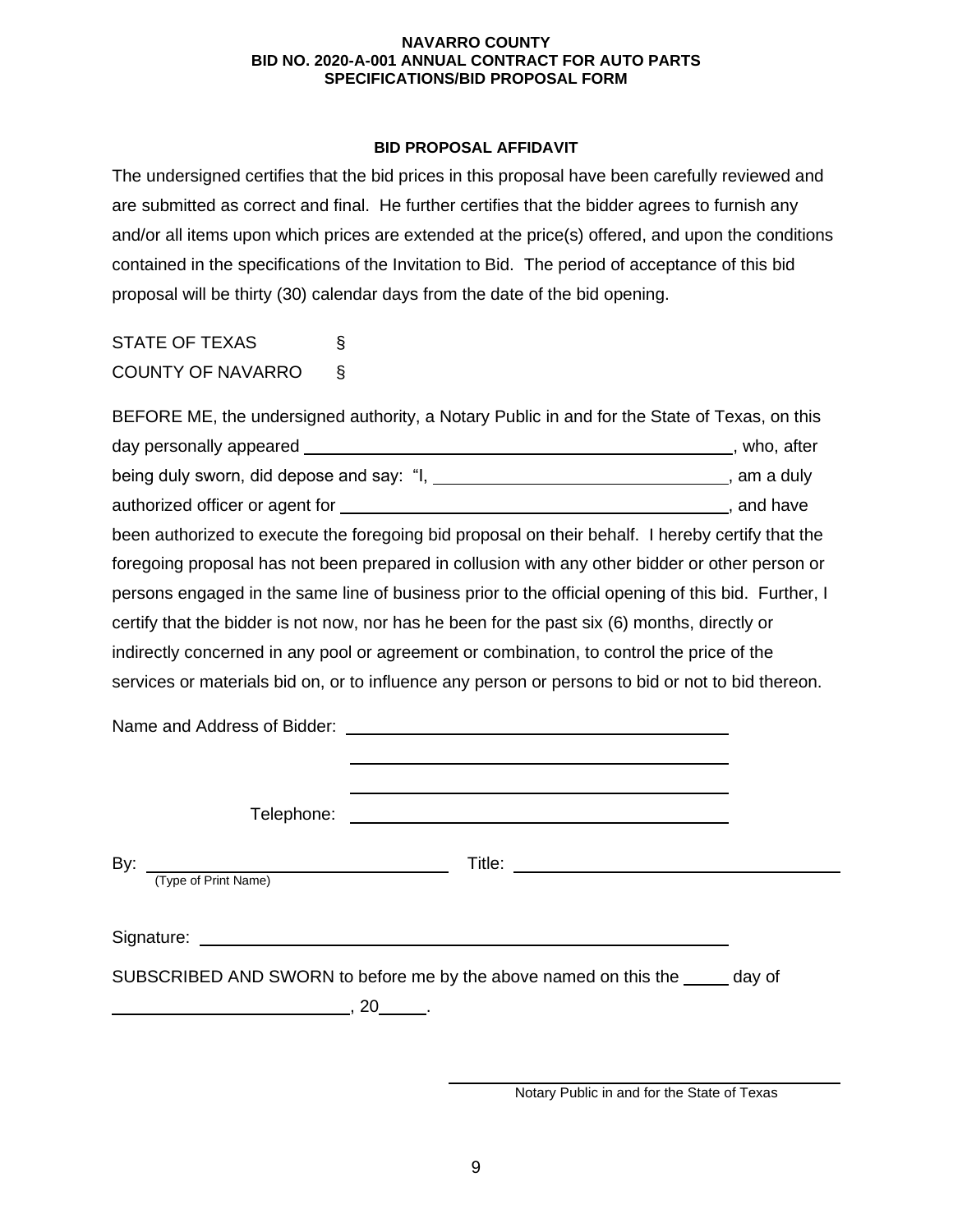**NAVARRO COUNTY**
**BID NO. 2020-A-001 ANNUAL CONTRACT FOR AUTO PARTS**
**SPECIFICATIONS/BID PROPOSAL FORM**

**BID PROPOSAL AFFIDAVIT**

The undersigned certifies that the bid prices in this proposal have been carefully reviewed and are submitted as correct and final. He further certifies that the bidder agrees to furnish any and/or all items upon which prices are extended at the price(s) offered, and upon the conditions contained in the specifications of the Invitation to Bid. The period of acceptance of this bid proposal will be thirty (30) calendar days from the date of the bid opening.

STATE OF TEXAS §
COUNTY OF NAVARRO §

BEFORE ME, the undersigned authority, a Notary Public in and for the State of Texas, on this day personally appeared ______________________________, who, after being duly sworn, did depose and say: "I, ______________________________, am a duly authorized officer or agent for ______________________________, and have been authorized to execute the foregoing bid proposal on their behalf. I hereby certify that the foregoing proposal has not been prepared in collusion with any other bidder or other person or persons engaged in the same line of business prior to the official opening of this bid. Further, I certify that the bidder is not now, nor has he been for the past six (6) months, directly or indirectly concerned in any pool or agreement or combination, to control the price of the services or materials bid on, or to influence any person or persons to bid or not to bid thereon.

Name and Address of Bidder: ______________________________
______________________________
______________________________

Telephone: ______________________________

By: ______________________________ Title: ______________________________
(Type of Print Name)

Signature: ______________________________

SUBSCRIBED AND SWORN to before me by the above named on this the _____ day of ______________________, 20_____.

______________________________
Notary Public in and for the State of Texas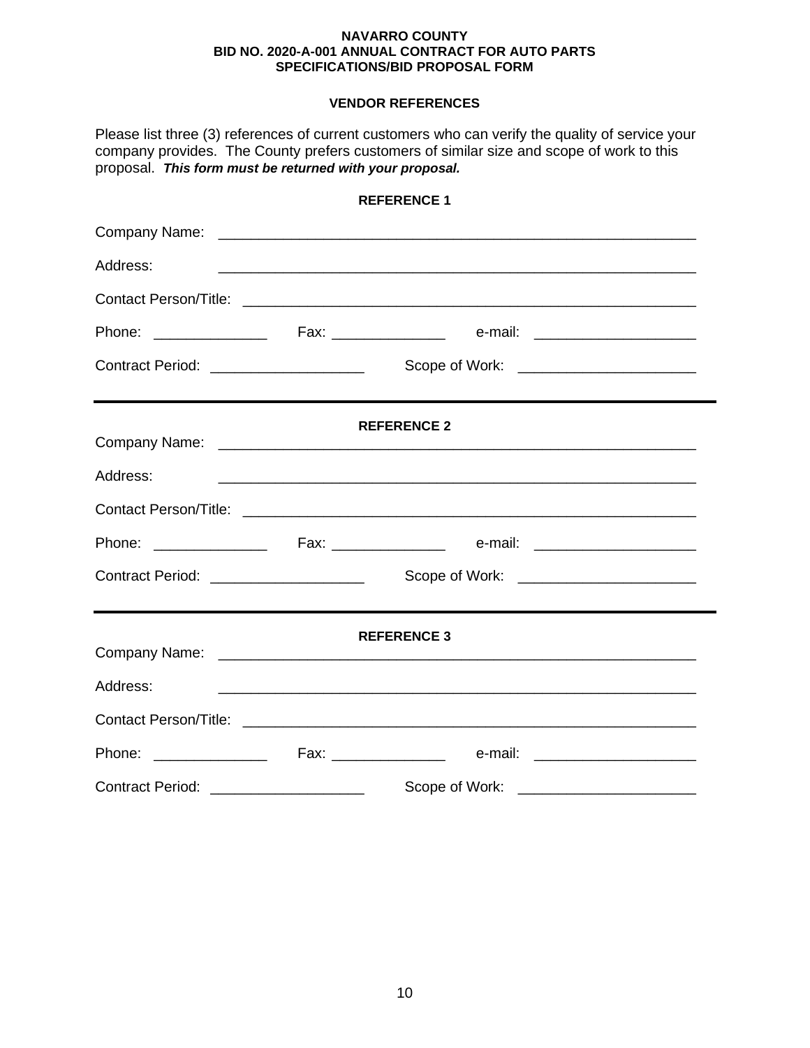**NAVARRO COUNTY**
**BID NO. 2020-A-001 ANNUAL CONTRACT FOR AUTO PARTS**
**SPECIFICATIONS/BID PROPOSAL FORM**

## VENDOR REFERENCES

Please list three (3) references of current customers who can verify the quality of service your company provides. The County prefers customers of similar size and scope of work to this proposal. ***This form must be returned with your proposal.***

### REFERENCE 1

Company Name: ____________________________________________________________

Address: ____________________________________________________________

Contact Person/Title: ____________________________________________________________

Phone: ______________ Fax: ______________ e-mail: ____________________

Contract Period: ___________________ Scope of Work: _____________________

---

### REFERENCE 2

Company Name: ____________________________________________________________

Address: ____________________________________________________________

Contact Person/Title: ____________________________________________________________

Phone: ______________ Fax: ______________ e-mail: ____________________

Contract Period: ___________________ Scope of Work: _____________________

---

### REFERENCE 3

Company Name: ____________________________________________________________

Address: ____________________________________________________________

Contact Person/Title: ____________________________________________________________

Phone: ______________ Fax: ______________ e-mail: ____________________

Contract Period: ___________________ Scope of Work: _____________________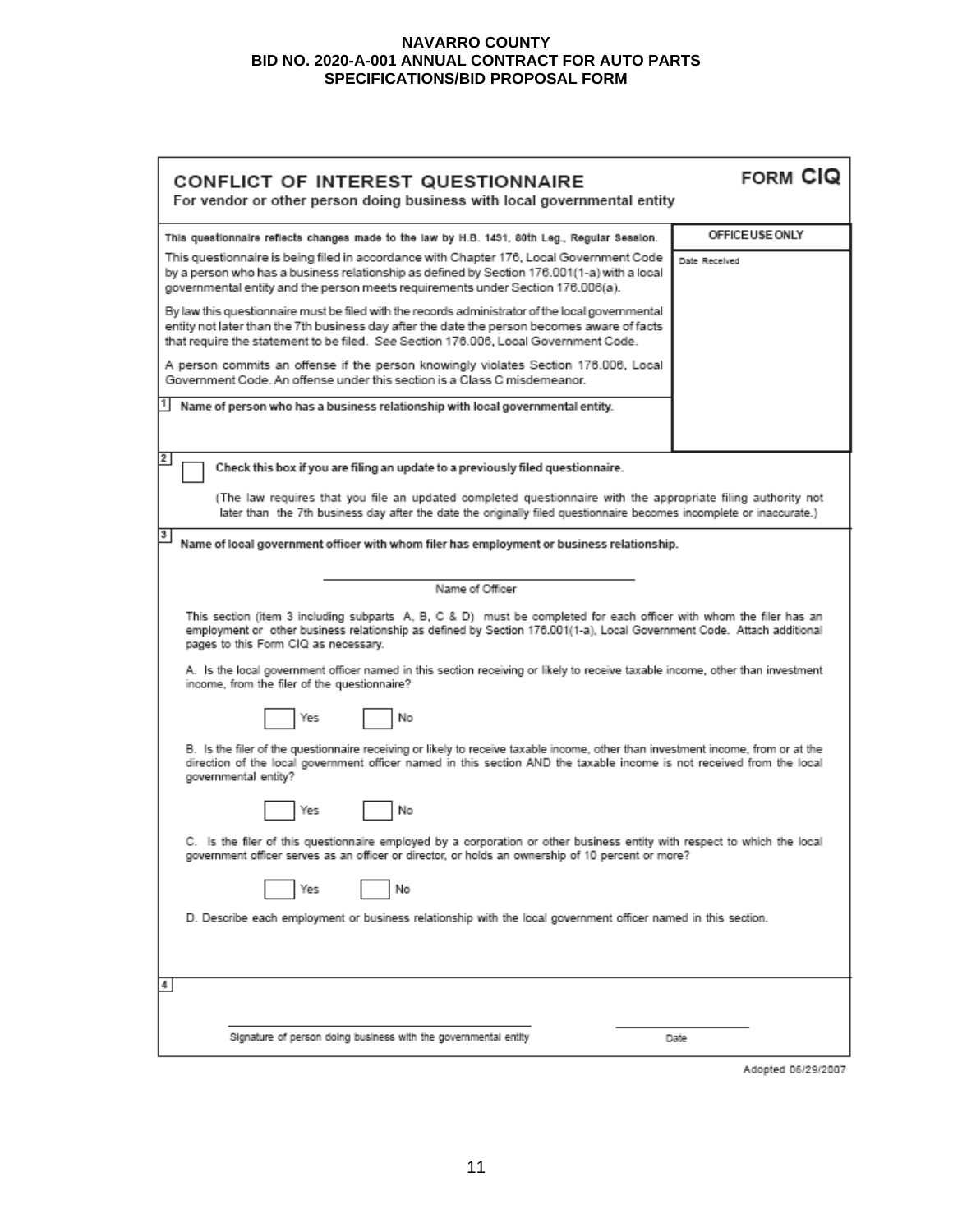**NAVARRO COUNTY**
**BID NO. 2020-A-001 ANNUAL CONTRACT FOR AUTO PARTS**
**SPECIFICATIONS/BID PROPOSAL FORM**

# CONFLICT OF INTEREST QUESTIONNAIRE

**FORM CIQ**

For vendor or other person doing business with local governmental entity

| | OFFICE USE ONLY |
|---|---|
| **This questionnaire reflects changes made to the law by H.B. 1491, 80th Leg., Regular Session.** | Date Received |
| This questionnaire is being filed in accordance with Chapter 176, Local Government Code by a person who has a business relationship as defined by Section 176.001(1-a) with a local governmental entity and the person meets requirements under Section 176.006(a). | |
| By law this questionnaire must be filed with the records administrator of the local governmental entity not later than the 7th business day after the date the person becomes aware of facts that require the statement to be filed. *See* Section 176.006, Local Government Code. | |
| A person commits an offense if the person knowingly violates Section 176.006, Local Government Code. An offense under this section is a Class C misdemeanor. | |
| **1** **Name of person who has a business relationship with local governmental entity.** | |

**2** ☐ **Check this box if you are filing an update to a previously filed questionnaire.**

(The law requires that you file an updated completed questionnaire with the appropriate filing authority not later than the 7th business day after the date the originally filed questionnaire becomes incomplete or inaccurate.)

**3** **Name of local government officer with whom filer has employment or business relationship.**

______________________________
Name of Officer

This section (item 3 including subparts A, B, C & D) must be completed for each officer with whom the filer has an employment or other business relationship as defined by Section 176.001(1-a), Local Government Code. Attach additional pages to this Form CIQ as necessary.

A. Is the local government officer named in this section receiving or likely to receive taxable income, other than investment income, from the filer of the questionnaire?

☐ Yes ☐ No

B. Is the filer of the questionnaire receiving or likely to receive taxable income, other than investment income, from or at the direction of the local government officer named in this section AND the taxable income is not received from the local governmental entity?

☐ Yes ☐ No

C. Is the filer of this questionnaire employed by a corporation or other business entity with respect to which the local government officer serves as an officer or director, or holds an ownership of 10 percent or more?

☐ Yes ☐ No

D. Describe each employment or business relationship with the local government officer named in this section.

**4**

______________________________ ______________
Signature of person doing business with the governmental entity Date

Adopted 06/29/2007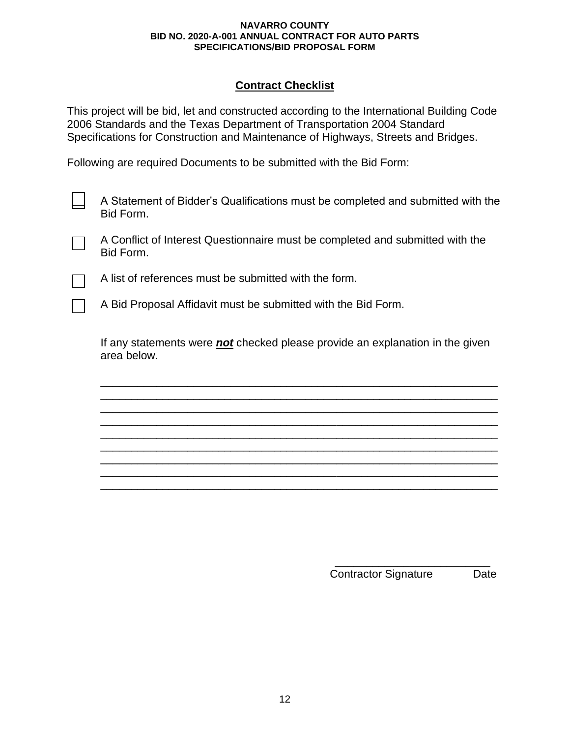NAVARRO COUNTY
BID NO. 2020-A-001 ANNUAL CONTRACT FOR AUTO PARTS
SPECIFICATIONS/BID PROPOSAL FORM

## Contract Checklist

This project will be bid, let and constructed according to the International Building Code 2006 Standards and the Texas Department of Transportation 2004 Standard Specifications for Construction and Maintenance of Highways, Streets and Bridges.

Following are required Documents to be submitted with the Bid Form:

- ☐ A Statement of Bidder's Qualifications must be completed and submitted with the Bid Form.
- ☐ A Conflict of Interest Questionnaire must be completed and submitted with the Bid Form.
- ☐ A list of references must be submitted with the form.
- ☐ A Bid Proposal Affidavit must be submitted with the Bid Form.

If any statements were ***not*** checked please provide an explanation in the given area below.

_________________________________________________________________
_________________________________________________________________
_________________________________________________________________
_________________________________________________________________
_________________________________________________________________
_________________________________________________________________
_________________________________________________________________
_________________________________________________________________
_________________________________________________________________

_________________________
Contractor Signature Date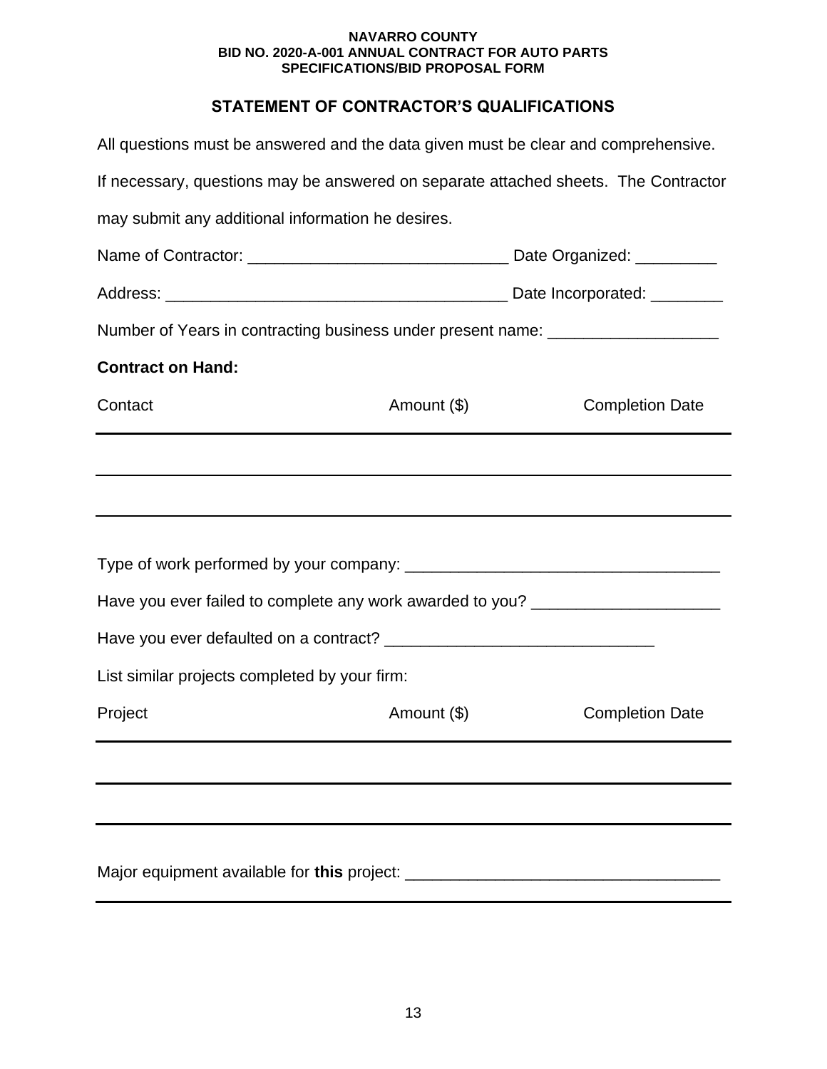**NAVARRO COUNTY**
**BID NO. 2020-A-001 ANNUAL CONTRACT FOR AUTO PARTS**
**SPECIFICATIONS/BID PROPOSAL FORM**

## STATEMENT OF CONTRACTOR'S QUALIFICATIONS

All questions must be answered and the data given must be clear and comprehensive. If necessary, questions may be answered on separate attached sheets. The Contractor may submit any additional information he desires.

Name of Contractor: _____________________________ Date Organized: _________

Address: _______________________________________ Date Incorporated: ________

Number of Years in contracting business under present name: ___________________

**Contract on Hand:**

| Contact | Amount ($) | Completion Date |
|---|---|---|
| | | |
| | | |
| | | |

Type of work performed by your company: ___________________________________

Have you ever failed to complete any work awarded to you? _____________________

Have you ever defaulted on a contract? _____________________________

List similar projects completed by your firm:

| Project | Amount ($) | Completion Date |
|---|---|---|
| | | |
| | | |
| | | |

Major equipment available for **this** project: ___________________________________